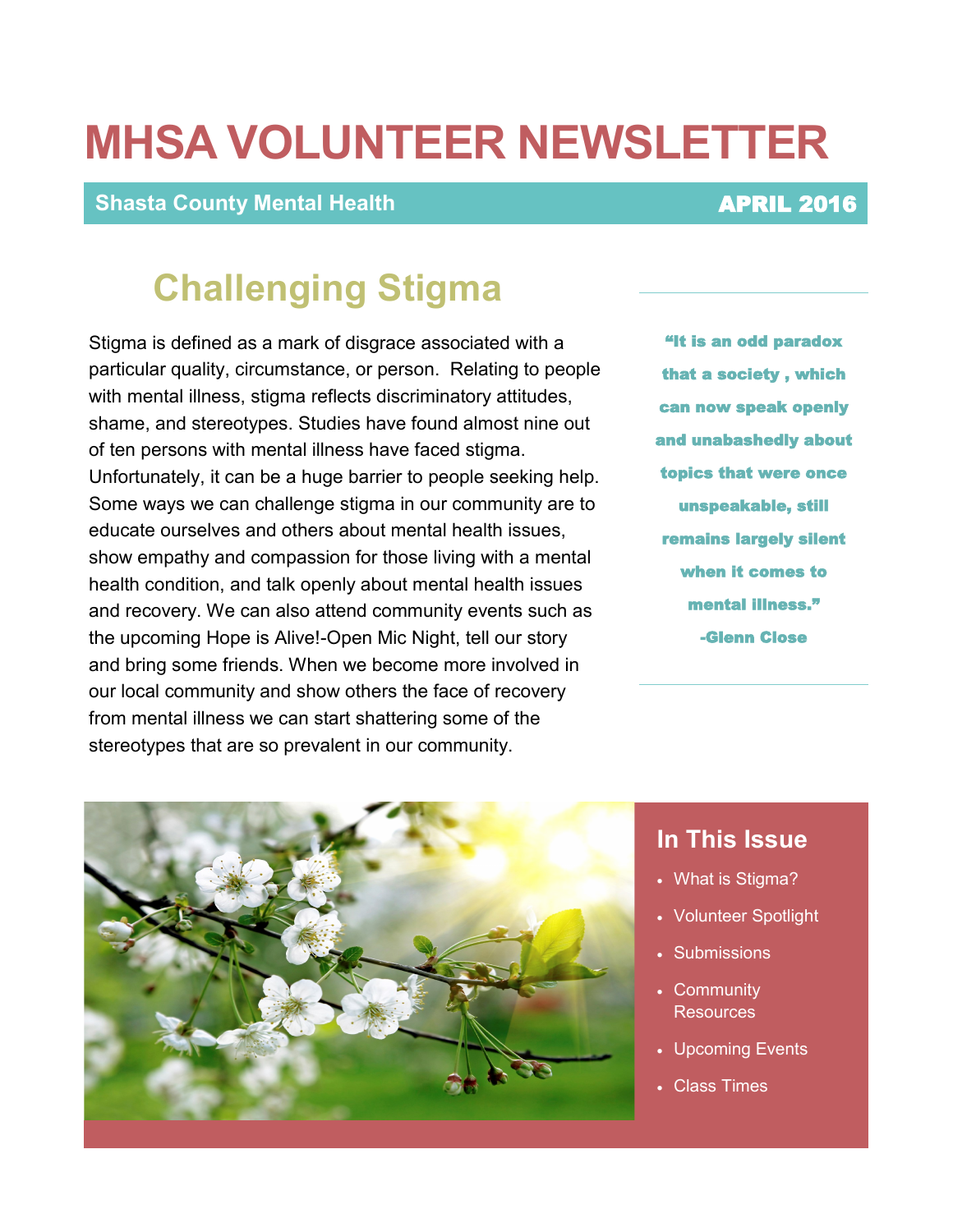# MHSA VOLUNTEER NEWSLETTER

**Shasta County Mental Health** **APRIL 2016**

## Challenging Stigma

Stigma is defined as a mark of disgrace associated with a particular quality, circumstance, or person. Relating to people with mental illness, stigma reflects discriminatory attitudes, shame, and stereotypes. Studies have found almost nine out of ten persons with mental illness have faced stigma. Unfortunately, it can be a huge barrier to people seeking help. Some ways we can challenge stigma in our community are to educate ourselves and others about mental health issues, show empathy and compassion for those living with a mental health condition, and talk openly about mental health issues and recovery. We can also attend community events such as the upcoming Hope is Alive!-Open Mic Night, tell our story and bring some friends. When we become more involved in our local community and show others the face of recovery from mental illness we can start shattering some of the stereotypes that are so prevalent in our community.

> **"It is an odd paradox that a society , which can now speak openly and unabashedly about topics that were once unspeakable, still remains largely silent when it comes to mental illness."**
>
> **-Glenn Close**

### In This Issue

- What is Stigma?
- Volunteer Spotlight
- Submissions
- Community Resources
- Upcoming Events
- Class Times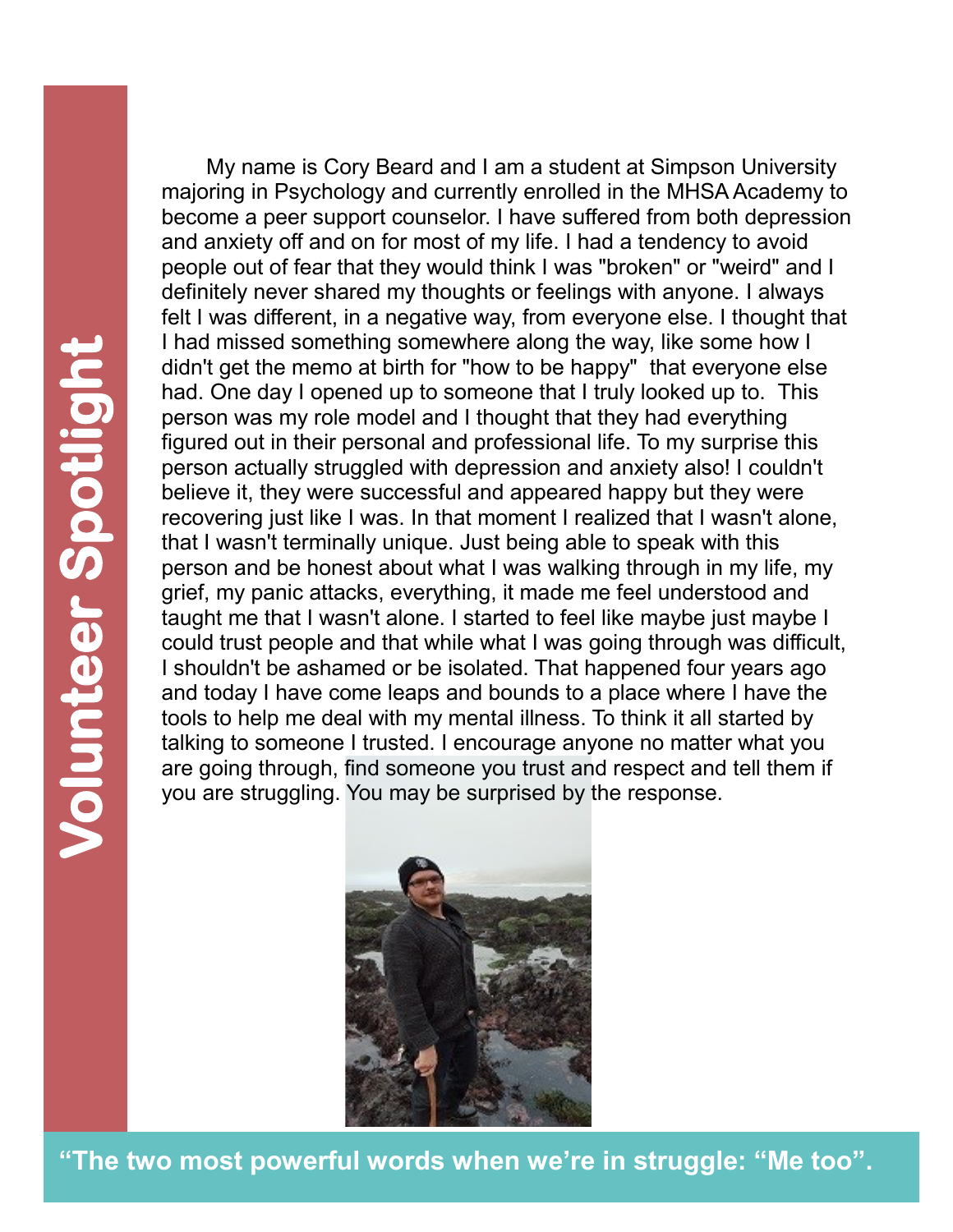# Volunteer Spotlight

My name is Cory Beard and I am a student at Simpson University majoring in Psychology and currently enrolled in the MHSA Academy to become a peer support counselor. I have suffered from both depression and anxiety off and on for most of my life. I had a tendency to avoid people out of fear that they would think I was "broken" or "weird" and I definitely never shared my thoughts or feelings with anyone. I always felt I was different, in a negative way, from everyone else. I thought that I had missed something somewhere along the way, like some how I didn't get the memo at birth for "how to be happy" that everyone else had. One day I opened up to someone that I truly looked up to. This person was my role model and I thought that they had everything figured out in their personal and professional life. To my surprise this person actually struggled with depression and anxiety also! I couldn't believe it, they were successful and appeared happy but they were recovering just like I was. In that moment I realized that I wasn't alone, that I wasn't terminally unique. Just being able to speak with this person and be honest about what I was walking through in my life, my grief, my panic attacks, everything, it made me feel understood and taught me that I wasn't alone. I started to feel like maybe just maybe I could trust people and that while what I was going through was difficult, I shouldn't be ashamed or be isolated. That happened four years ago and today I have come leaps and bounds to a place where I have the tools to help me deal with my mental illness. To think it all started by talking to someone I trusted. I encourage anyone no matter what you are going through, find someone you trust and respect and tell them if you are struggling. You may be surprised by the response.

**"The two most powerful words when we're in struggle: "Me too".**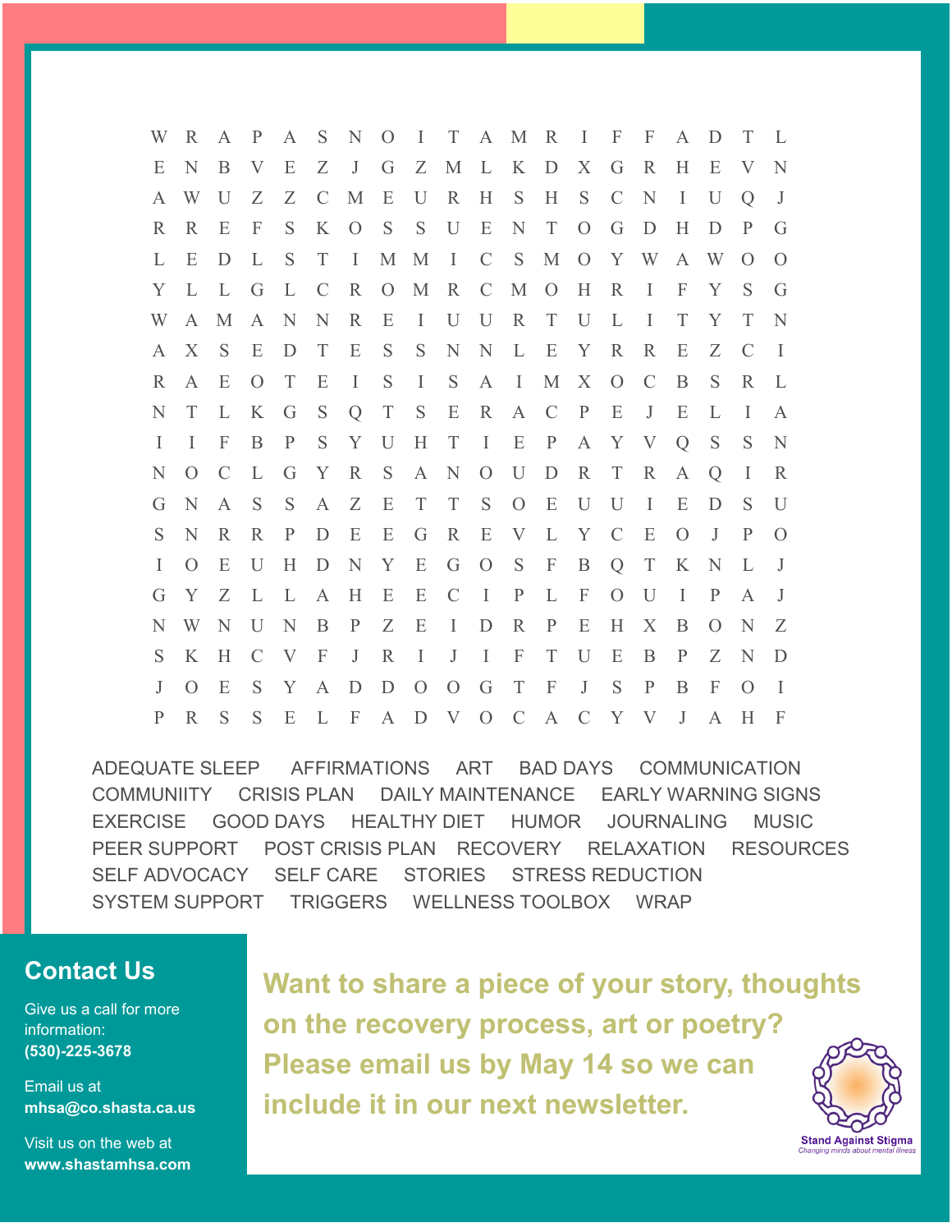```
W R A P A S N O I T A M R I F F A D T L
E N B V E Z J G Z M L K D X G R H E V N
A W U Z Z C M E U R H S H S C N I U Q J
R R E F S K O S S U E N T O G D H D P G
L E D L S T I M M I C S M O Y W A W O O
Y L L G L C R O M R C M O H R I F Y S G
W A M A N N R E I U U R T U L I T Y T N
A X S E D T E S S N N L E Y R R E Z C I
R A E O T E I S I S A I M X O C B S R L
N T L K G S Q T S E R A C P E J E L I A
I I F B P S Y U H T I E P A Y V Q S S N
N O C L G Y R S A N O U D R T R A Q I R
G N A S S A Z E T T S O E U U I E D S U
S N R R P D E E G R E V L Y C E O J P O
I O E U H D N Y E G O S F B Q T K N L J
G Y Z L L A H E E C I P L F O U I P A J
N W N U N B P Z E I D R P E H X B O N Z
S K H C V F J R I J I F T U E B P Z N D
J O E S Y A D D O O G T F J S P B F O I
P R S S E L F A D V O C A C Y V J A H F
```

ADEQUATE SLEEP AFFIRMATIONS ART BAD DAYS COMMUNICATION
COMMUNIITY CRISIS PLAN DAILY MAINTENANCE EARLY WARNING SIGNS
EXERCISE GOOD DAYS HEALTHY DIET HUMOR JOURNALING MUSIC
PEER SUPPORT POST CRISIS PLAN RECOVERY RELAXATION RESOURCES
SELF ADVOCACY SELF CARE STORIES STRESS REDUCTION
SYSTEM SUPPORT TRIGGERS WELLNESS TOOLBOX WRAP

## Contact Us

Give us a call for more information:
**(530)-225-3678**

Email us at
**mhsa@co.shasta.ca.us**

Visit us on the web at
**www.shastamhsa.com**

**Want to share a piece of your story, thoughts on the recovery process, art or poetry? Please email us by May 14 so we can include it in our next newsletter.**

Stand Against Stigma
*Changing minds about mental illness*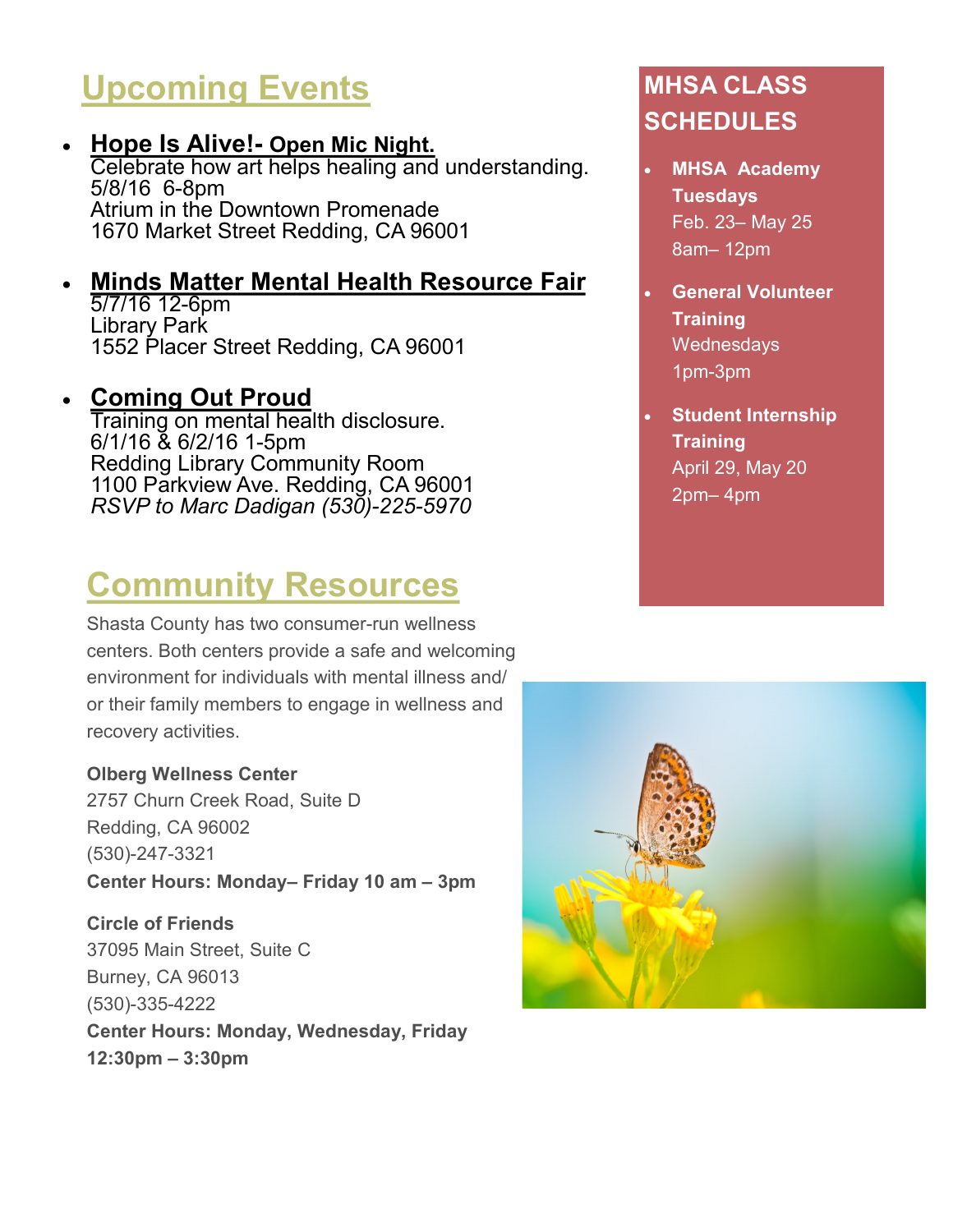## Upcoming Events

- **Hope Is Alive!- Open Mic Night.**
  Celebrate how art helps healing and understanding.
  5/8/16 6-8pm
  Atrium in the Downtown Promenade
  1670 Market Street Redding, CA 96001

- **Minds Matter Mental Health Resource Fair**
  5/7/16 12-6pm
  Library Park
  1552 Placer Street Redding, CA 96001

- **Coming Out Proud**
  Training on mental health disclosure.
  6/1/16 & 6/2/16 1-5pm
  Redding Library Community Room
  1100 Parkview Ave. Redding, CA 96001
  *RSVP to Marc Dadigan (530)-225-5970*

## Community Resources

Shasta County has two consumer-run wellness centers. Both centers provide a safe and welcoming environment for individuals with mental illness and/or their family members to engage in wellness and recovery activities.

**Olberg Wellness Center**
2757 Churn Creek Road, Suite D
Redding, CA 96002
(530)-247-3321
**Center Hours: Monday– Friday 10 am – 3pm**

**Circle of Friends**
37095 Main Street, Suite C
Burney, CA 96013
(530)-335-4222
**Center Hours: Monday, Wednesday, Friday 12:30pm – 3:30pm**

## MHSA CLASS SCHEDULES

- **MHSA Academy Tuesdays**
  Feb. 23– May 25
  8am– 12pm
- **General Volunteer Training**
  Wednesdays
  1pm-3pm
- **Student Internship Training**
  April 29, May 20
  2pm– 4pm